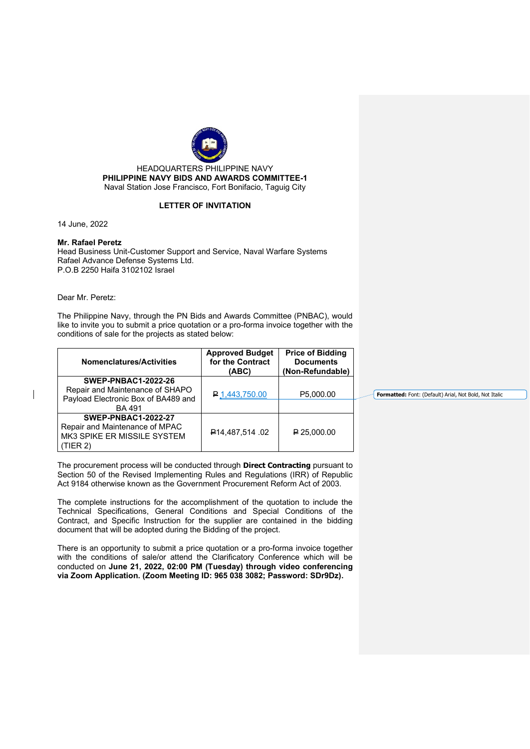HEADQUARTERS PHILIPPINE NAVY
**PHILIPPINE NAVY BIDS AND AWARDS COMMITTEE-1**
Naval Station Jose Francisco, Fort Bonifacio, Taguig City

**LETTER OF INVITATION**

14 June, 2022

**Mr. Rafael Peretz**
Head Business Unit-Customer Support and Service, Naval Warfare Systems
Rafael Advance Defense Systems Ltd.
P.O.B 2250 Haifa 3102102 Israel

Dear Mr. Peretz:

The Philippine Navy, through the PN Bids and Awards Committee (PNBAC), would like to invite you to submit a price quotation or a pro-forma invoice together with the conditions of sale for the projects as stated below:

| Nomenclatures/Activities | Approved Budget for the Contract (ABC) | Price of Bidding Documents (Non-Refundable) |
|---|---|---|
| **SWEP-PNBAC1-2022-26** Repair and Maintenance of SHAPO Payload Electronic Box of BA489 and BA 491 | ₱ 1,443,750.00 | P5,000.00 |
| **SWEP-PNBAC1-2022-27** Repair and Maintenance of MPAC MK3 SPIKE ER MISSILE SYSTEM (TIER 2) | ₱14,487,514 .02 | ₱ 25,000.00 |

The procurement process will be conducted through **Direct Contracting** pursuant to Section 50 of the Revised Implementing Rules and Regulations (IRR) of Republic Act 9184 otherwise known as the Government Procurement Reform Act of 2003.

The complete instructions for the accomplishment of the quotation to include the Technical Specifications, General Conditions and Special Conditions of the Contract, and Specific Instruction for the supplier are contained in the bidding document that will be adopted during the Bidding of the project.

There is an opportunity to submit a price quotation or a pro-forma invoice together with the conditions of sale/or attend the Clarificatory Conference which will be conducted on **June 21, 2022, 02:00 PM (Tuesday) through video conferencing via Zoom Application. (Zoom Meeting ID: 965 038 3082; Password: SDr9Dz).**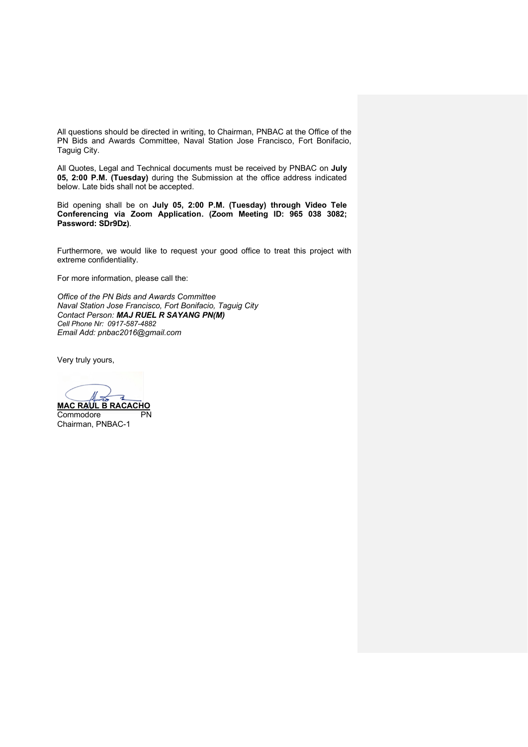All questions should be directed in writing, to Chairman, PNBAC at the Office of the PN Bids and Awards Committee, Naval Station Jose Francisco, Fort Bonifacio, Taguig City.

All Quotes, Legal and Technical documents must be received by PNBAC on **July 05, 2:00 P.M. (Tuesday)** during the Submission at the office address indicated below. Late bids shall not be accepted.

Bid opening shall be on **July 05, 2:00 P.M. (Tuesday) through Video Tele Conferencing via Zoom Application. (Zoom Meeting ID: 965 038 3082; Password: SDr9Dz)**.

Furthermore, we would like to request your good office to treat this project with extreme confidentiality.

For more information, please call the:

*Office of the PN Bids and Awards Committee*
*Naval Station Jose Francisco, Fort Bonifacio, Taguig City*
*Contact Person:* ***MAJ RUEL R SAYANG PN(M)***
*Cell Phone Nr: 0917-587-4882*
*Email Add: pnbac2016@gmail.com*

Very truly yours,

**MAC RAUL B RACACHO**
Commodore PN
Chairman, PNBAC-1